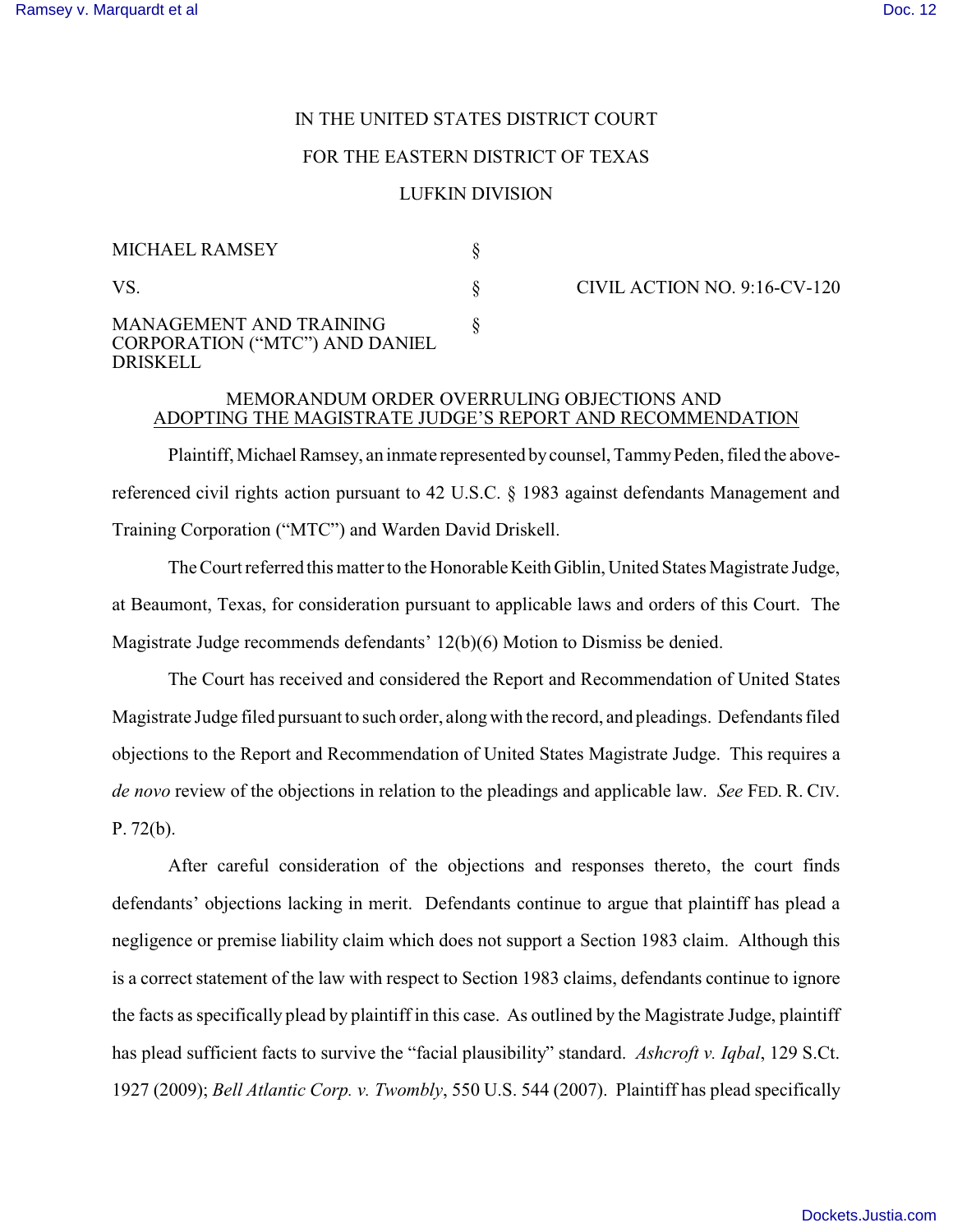IN THE UNITED STATES DISTRICT COURT

FOR THE EASTERN DISTRICT OF TEXAS

LUFKIN DIVISION

| | | |
|---|---|---|
| MICHAEL RAMSEY | § | |
| VS. | § | CIVIL ACTION NO. 9:16-CV-120 |
| MANAGEMENT AND TRAINING CORPORATION ("MTC") AND DANIEL DRISKELL | § | |

## MEMORANDUM ORDER OVERRULING OBJECTIONS AND ADOPTING THE MAGISTRATE JUDGE'S REPORT AND RECOMMENDATION

Plaintiff, Michael Ramsey, an inmate represented by counsel, Tammy Peden, filed the above-referenced civil rights action pursuant to 42 U.S.C. § 1983 against defendants Management and Training Corporation ("MTC") and Warden David Driskell.

The Court referred this matter to the Honorable Keith Giblin, United States Magistrate Judge, at Beaumont, Texas, for consideration pursuant to applicable laws and orders of this Court. The Magistrate Judge recommends defendants' 12(b)(6) Motion to Dismiss be denied.

The Court has received and considered the Report and Recommendation of United States Magistrate Judge filed pursuant to such order, along with the record, and pleadings. Defendants filed objections to the Report and Recommendation of United States Magistrate Judge. This requires a *de novo* review of the objections in relation to the pleadings and applicable law. *See* FED. R. CIV. P. 72(b).

After careful consideration of the objections and responses thereto, the court finds defendants' objections lacking in merit. Defendants continue to argue that plaintiff has plead a negligence or premise liability claim which does not support a Section 1983 claim. Although this is a correct statement of the law with respect to Section 1983 claims, defendants continue to ignore the facts as specifically plead by plaintiff in this case. As outlined by the Magistrate Judge, plaintiff has plead sufficient facts to survive the "facial plausibility" standard. *Ashcroft v. Iqbal*, 129 S.Ct. 1927 (2009); *Bell Atlantic Corp. v. Twombly*, 550 U.S. 544 (2007). Plaintiff has plead specifically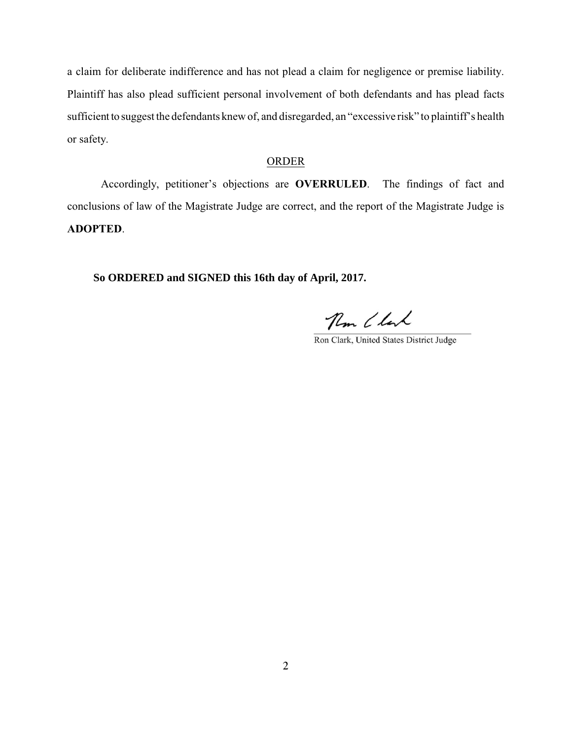a claim for deliberate indifference and has not plead a claim for negligence or premise liability. Plaintiff has also plead sufficient personal involvement of both defendants and has plead facts sufficient to suggest the defendants knew of, and disregarded, an "excessive risk" to plaintiff's health or safety.

## ORDER

Accordingly, petitioner's objections are **OVERRULED**. The findings of fact and conclusions of law of the Magistrate Judge are correct, and the report of the Magistrate Judge is **ADOPTED**.

**So ORDERED and SIGNED this 16th day of April, 2017.**

Ron Clark, United States District Judge